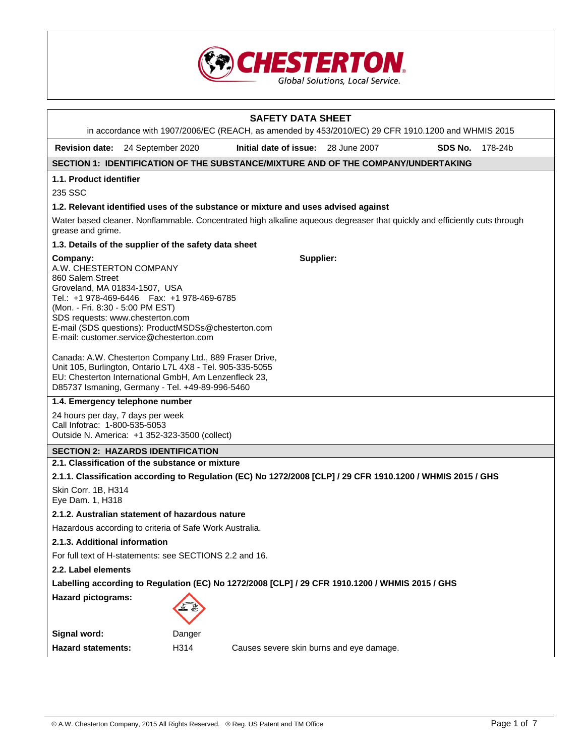# SAFETY DATA SHEET

in accordance with 1907/2006/EC (REACH, as amended by 453/2010/EC) 29 CFR 1910.1200 and WHMIS 2015

**Revision date:** 24 September 2020 **Initial date of issue:** 28 June 2007 **SDS No.** 178-24b

## SECTION 1: IDENTIFICATION OF THE SUBSTANCE/MIXTURE AND OF THE COMPANY/UNDERTAKING

### 1.1. Product identifier

235 SSC

### 1.2. Relevant identified uses of the substance or mixture and uses advised against

Water based cleaner. Nonflammable. Concentrated high alkaline aqueous degreaser that quickly and efficiently cuts through grease and grime.

### 1.3. Details of the supplier of the safety data sheet

**Company:**
A.W. CHESTERTON COMPANY
860 Salem Street
Groveland, MA 01834-1507, USA
Tel.: +1 978-469-6446 Fax: +1 978-469-6785
(Mon. - Fri. 8:30 - 5:00 PM EST)
SDS requests: www.chesterton.com
E-mail (SDS questions): ProductMSDSs@chesterton.com
E-mail: customer.service@chesterton.com

Canada: A.W. Chesterton Company Ltd., 889 Fraser Drive, Unit 105, Burlington, Ontario L7L 4X8 - Tel. 905-335-5055
EU: Chesterton International GmbH, Am Lenzenfleck 23, D85737 Ismaning, Germany - Tel. +49-89-996-5460

**Supplier:**

### 1.4. Emergency telephone number

24 hours per day, 7 days per week
Call Infotrac: 1-800-535-5053
Outside N. America: +1 352-323-3500 (collect)

## SECTION 2: HAZARDS IDENTIFICATION

### 2.1. Classification of the substance or mixture

#### 2.1.1. Classification according to Regulation (EC) No 1272/2008 [CLP] / 29 CFR 1910.1200 / WHMIS 2015 / GHS

Skin Corr. 1B, H314
Eye Dam. 1, H318

#### 2.1.2. Australian statement of hazardous nature

Hazardous according to criteria of Safe Work Australia.

#### 2.1.3. Additional information

For full text of H-statements: see SECTIONS 2.2 and 16.

### 2.2. Label elements

**Labelling according to Regulation (EC) No 1272/2008 [CLP] / 29 CFR 1910.1200 / WHMIS 2015 / GHS**

**Hazard pictograms:**

**Signal word:** Danger

**Hazard statements:** H314 Causes severe skin burns and eye damage.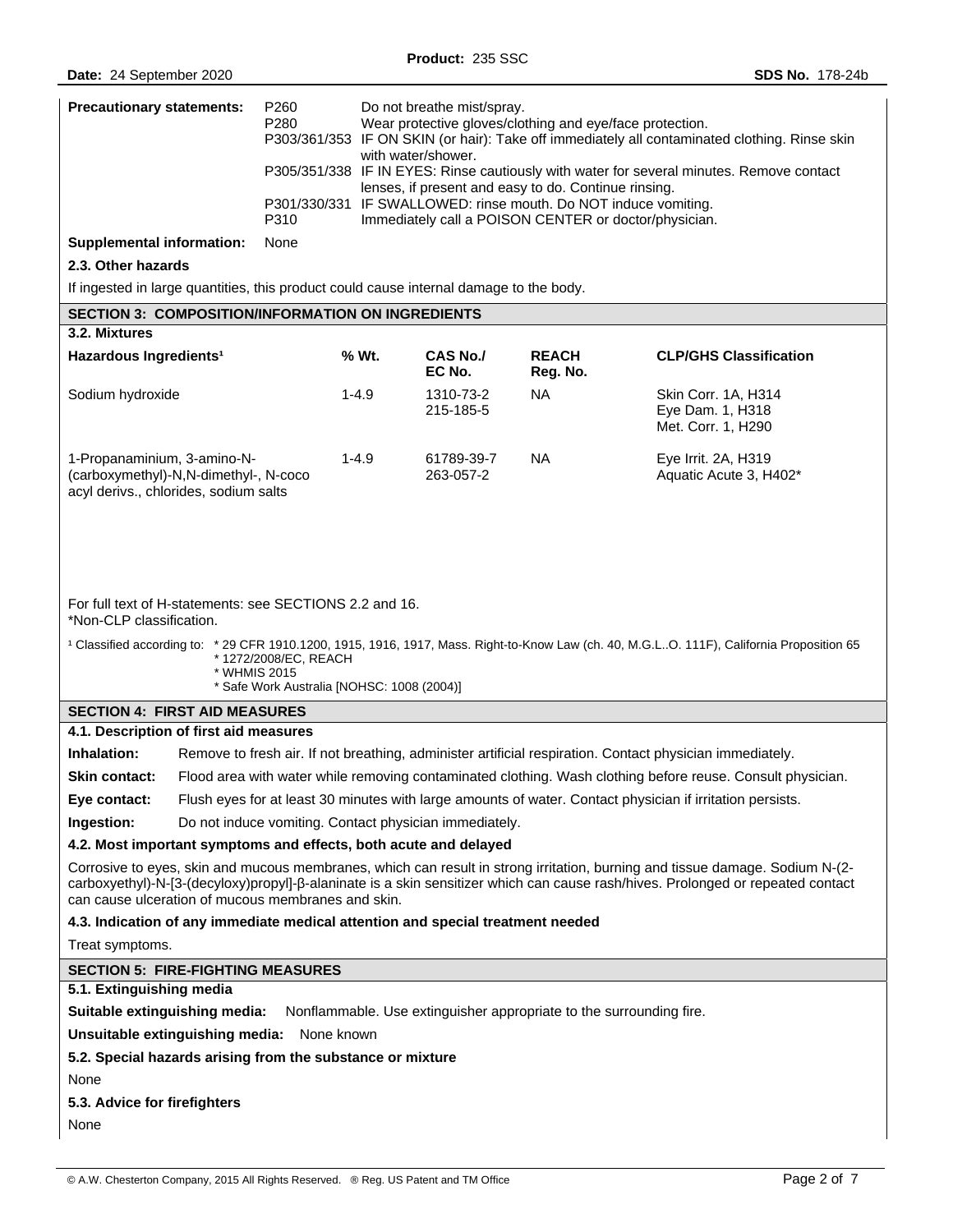**Precautionary statements:**

| | |
|---|---|
| P260 | Do not breathe mist/spray. |
| P280 | Wear protective gloves/clothing and eye/face protection. |
| P303/361/353 | IF ON SKIN (or hair): Take off immediately all contaminated clothing. Rinse skin with water/shower. |
| P305/351/338 | IF IN EYES: Rinse cautiously with water for several minutes. Remove contact lenses, if present and easy to do. Continue rinsing. |
| P301/330/331 | IF SWALLOWED: rinse mouth. Do NOT induce vomiting. |
| P310 | Immediately call a POISON CENTER or doctor/physician. |

**Supplemental information:** None

**2.3. Other hazards**

If ingested in large quantities, this product could cause internal damage to the body.

## SECTION 3: COMPOSITION/INFORMATION ON INGREDIENTS

**3.2. Mixtures**

| Hazardous Ingredients[1] | % Wt. | CAS No./ EC No. | REACH Reg. No. | CLP/GHS Classification |
|---|---|---|---|---|
| Sodium hydroxide | 1-4.9 | 1310-73-2 215-185-5 | NA | Skin Corr. 1A, H314 Eye Dam. 1, H318 Met. Corr. 1, H290 |
| 1-Propanaminium, 3-amino-N-(carboxymethyl)-N,N-dimethyl-, N-coco acyl derivs., chlorides, sodium salts | 1-4.9 | 61789-39-7 263-057-2 | NA | Eye Irrit. 2A, H319 Aquatic Acute 3, H402* |

For full text of H-statements: see SECTIONS 2.2 and 16.
*Non-CLP classification.

[1] Classified according to: * 29 CFR 1910.1200, 1915, 1916, 1917, Mass. Right-to-Know Law (ch. 40, M.G.L..O. 111F), California Proposition 65
* 1272/2008/EC, REACH
* WHMIS 2015
* Safe Work Australia [NOHSC: 1008 (2004)]

## SECTION 4: FIRST AID MEASURES

**4.1. Description of first aid measures**

**Inhalation:** Remove to fresh air. If not breathing, administer artificial respiration. Contact physician immediately.

**Skin contact:** Flood area with water while removing contaminated clothing. Wash clothing before reuse. Consult physician.

**Eye contact:** Flush eyes for at least 30 minutes with large amounts of water. Contact physician if irritation persists.

**Ingestion:** Do not induce vomiting. Contact physician immediately.

**4.2. Most important symptoms and effects, both acute and delayed**

Corrosive to eyes, skin and mucous membranes, which can result in strong irritation, burning and tissue damage. Sodium N-(2-carboxyethyl)-N-[3-(decyloxy)propyl]-β-alaninate is a skin sensitizer which can cause rash/hives. Prolonged or repeated contact can cause ulceration of mucous membranes and skin.

**4.3. Indication of any immediate medical attention and special treatment needed**

Treat symptoms.

## SECTION 5: FIRE-FIGHTING MEASURES

**5.1. Extinguishing media**

**Suitable extinguishing media:** Nonflammable. Use extinguisher appropriate to the surrounding fire.

**Unsuitable extinguishing media:** None known

**5.2. Special hazards arising from the substance or mixture**

None

**5.3. Advice for firefighters**

None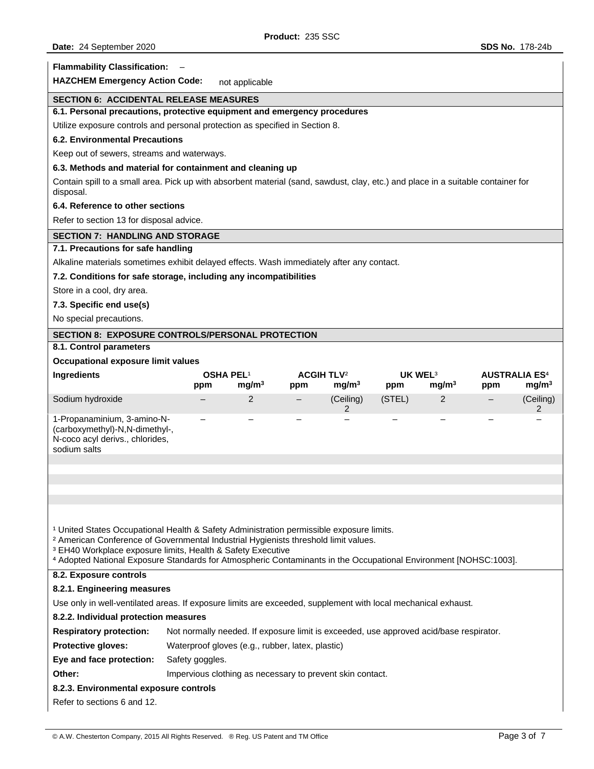**Flammability Classification:** –

**HAZCHEM Emergency Action Code:** not applicable

## SECTION 6: ACCIDENTAL RELEASE MEASURES

### 6.1. Personal precautions, protective equipment and emergency procedures

Utilize exposure controls and personal protection as specified in Section 8.

### 6.2. Environmental Precautions

Keep out of sewers, streams and waterways.

### 6.3. Methods and material for containment and cleaning up

Contain spill to a small area. Pick up with absorbent material (sand, sawdust, clay, etc.) and place in a suitable container for disposal.

### 6.4. Reference to other sections

Refer to section 13 for disposal advice.

## SECTION 7: HANDLING AND STORAGE

### 7.1. Precautions for safe handling

Alkaline materials sometimes exhibit delayed effects. Wash immediately after any contact.

### 7.2. Conditions for safe storage, including any incompatibilities

Store in a cool, dry area.

### 7.3. Specific end use(s)

No special precautions.

## SECTION 8: EXPOSURE CONTROLS/PERSONAL PROTECTION

### 8.1. Control parameters

**Occupational exposure limit values**

| Ingredients | OSHA PEL[1] | | ACGIH TLV[2] | | UK WEL[3] | | AUSTRALIA ES[4] | |
|---|---|---|---|---|---|---|---|---|
| | ppm | $mg/m^3$ | ppm | $mg/m^3$ | ppm | $mg/m^3$ | ppm | $mg/m^3$ |
| Sodium hydroxide | – | 2 | – | (Ceiling) 2 | (STEL) | 2 | – | (Ceiling) 2 |
| 1-Propanaminium, 3-amino-N-(carboxymethyl)-N,N-dimethyl-, N-coco acyl derivs., chlorides, sodium salts | – | – | – | – | – | – | – | – |

[1] United States Occupational Health & Safety Administration permissible exposure limits.
[2] American Conference of Governmental Industrial Hygienists threshold limit values.
[3] EH40 Workplace exposure limits, Health & Safety Executive
[4] Adopted National Exposure Standards for Atmospheric Contaminants in the Occupational Environment [NOHSC:1003].

### 8.2. Exposure controls

#### 8.2.1. Engineering measures

Use only in well-ventilated areas. If exposure limits are exceeded, supplement with local mechanical exhaust.

#### 8.2.2. Individual protection measures

**Respiratory protection:** Not normally needed. If exposure limit is exceeded, use approved acid/base respirator.

**Protective gloves:** Waterproof gloves (e.g., rubber, latex, plastic)

**Eye and face protection:** Safety goggles.

**Other:** Impervious clothing as necessary to prevent skin contact.

#### 8.2.3. Environmental exposure controls

Refer to sections 6 and 12.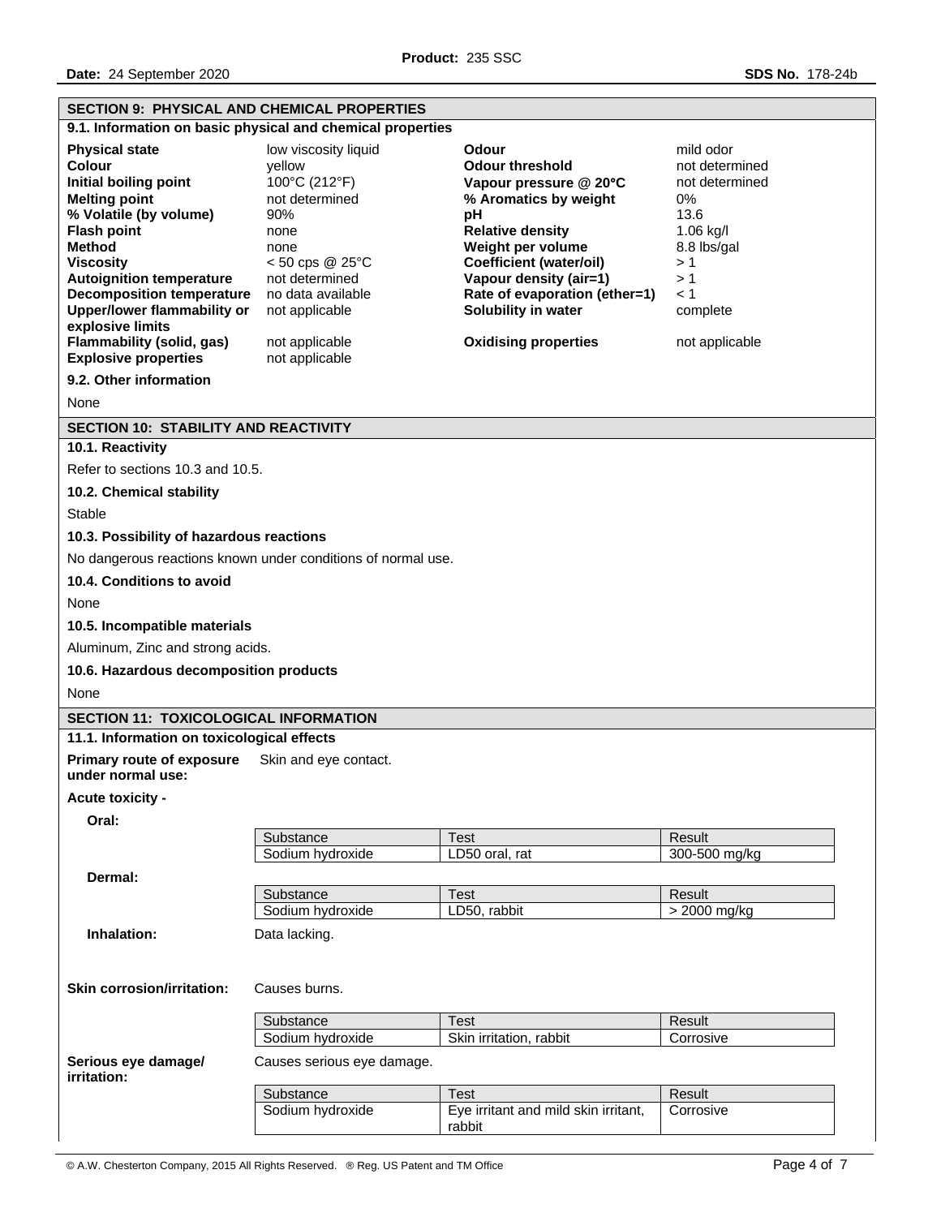## SECTION 9: PHYSICAL AND CHEMICAL PROPERTIES

### 9.1. Information on basic physical and chemical properties

| Property | Value | Property | Value |
|---|---|---|---|
| **Physical state** | low viscosity liquid | **Odour** | mild odor |
| **Colour** | yellow | **Odour threshold** | not determined |
| **Initial boiling point** | 100°C (212°F) | **Vapour pressure @ 20°C** | not determined |
| **Melting point** | not determined | **% Aromatics by weight** | 0% |
| **% Volatile (by volume)** | 90% | **pH** | 13.6 |
| **Flash point** | none | **Relative density** | 1.06 kg/l |
| **Method** | none | **Weight per volume** | 8.8 lbs/gal |
| **Viscosity** | < 50 cps @ 25°C | **Coefficient (water/oil)** | > 1 |
| **Autoignition temperature** | not determined | **Vapour density (air=1)** | > 1 |
| **Decomposition temperature** | no data available | **Rate of evaporation (ether=1)** | < 1 |
| **Upper/lower flammability or explosive limits** | not applicable | **Solubility in water** | complete |
| **Flammability (solid, gas)** | not applicable | **Oxidising properties** | not applicable |
| **Explosive properties** | not applicable | | |

### 9.2. Other information

None

## SECTION 10: STABILITY AND REACTIVITY

### 10.1. Reactivity

Refer to sections 10.3 and 10.5.

### 10.2. Chemical stability

Stable

### 10.3. Possibility of hazardous reactions

No dangerous reactions known under conditions of normal use.

### 10.4. Conditions to avoid

None

### 10.5. Incompatible materials

Aluminum, Zinc and strong acids.

### 10.6. Hazardous decomposition products

None

## SECTION 11: TOXICOLOGICAL INFORMATION

### 11.1. Information on toxicological effects

**Primary route of exposure under normal use:** Skin and eye contact.

**Acute toxicity -**

**Oral:**

| Substance | Test | Result |
|---|---|---|
| Sodium hydroxide | LD50 oral, rat | 300-500 mg/kg |

**Dermal:**

| Substance | Test | Result |
|---|---|---|
| Sodium hydroxide | LD50, rabbit | > 2000 mg/kg |

**Inhalation:** Data lacking.

**Skin corrosion/irritation:** Causes burns.

| Substance | Test | Result |
|---|---|---|
| Sodium hydroxide | Skin irritation, rabbit | Corrosive |

**Serious eye damage/ irritation:** Causes serious eye damage.

| Substance | Test | Result |
|---|---|---|
| Sodium hydroxide | Eye irritant and mild skin irritant, rabbit | Corrosive |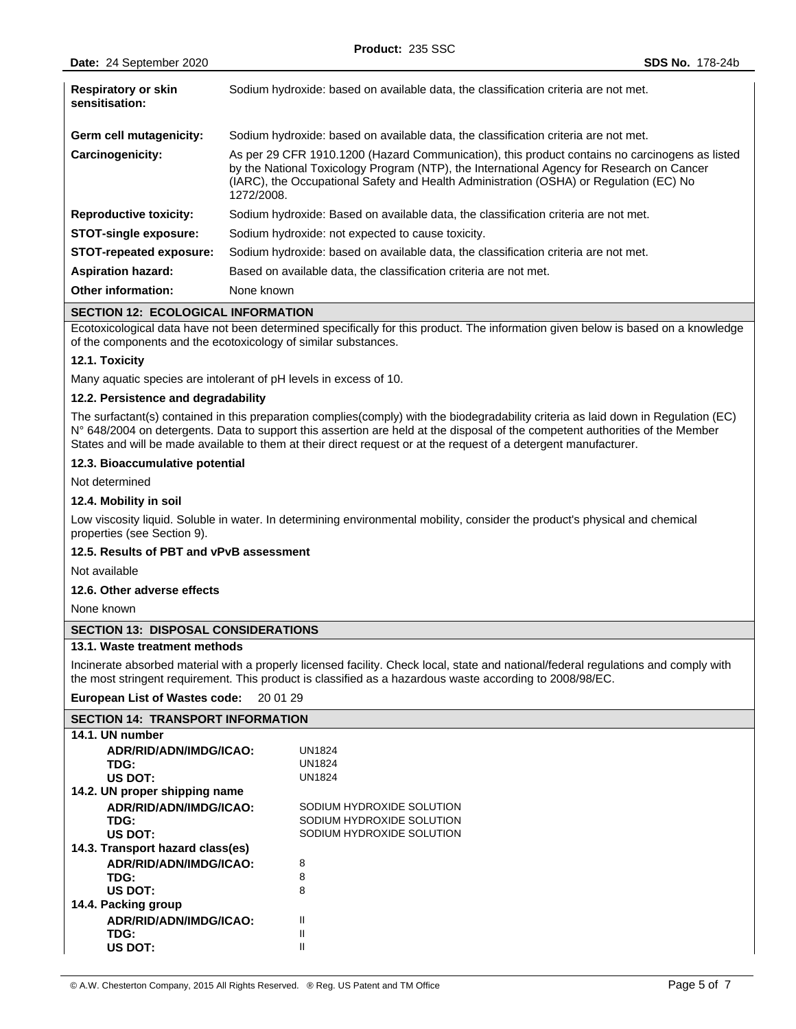| | |
|---|---|
| **Respiratory or skin sensitisation:** | Sodium hydroxide: based on available data, the classification criteria are not met. |
| **Germ cell mutagenicity:** | Sodium hydroxide: based on available data, the classification criteria are not met. |
| **Carcinogenicity:** | As per 29 CFR 1910.1200 (Hazard Communication), this product contains no carcinogens as listed by the National Toxicology Program (NTP), the International Agency for Research on Cancer (IARC), the Occupational Safety and Health Administration (OSHA) or Regulation (EC) No 1272/2008. |
| **Reproductive toxicity:** | Sodium hydroxide: Based on available data, the classification criteria are not met. |
| **STOT-single exposure:** | Sodium hydroxide: not expected to cause toxicity. |
| **STOT-repeated exposure:** | Sodium hydroxide: based on available data, the classification criteria are not met. |
| **Aspiration hazard:** | Based on available data, the classification criteria are not met. |
| **Other information:** | None known |

## SECTION 12: ECOLOGICAL INFORMATION

Ecotoxicological data have not been determined specifically for this product. The information given below is based on a knowledge of the components and the ecotoxicology of similar substances.

### 12.1. Toxicity

Many aquatic species are intolerant of pH levels in excess of 10.

### 12.2. Persistence and degradability

The surfactant(s) contained in this preparation complies(comply) with the biodegradability criteria as laid down in Regulation (EC) N° 648/2004 on detergents. Data to support this assertion are held at the disposal of the competent authorities of the Member States and will be made available to them at their direct request or at the request of a detergent manufacturer.

### 12.3. Bioaccumulative potential

Not determined

### 12.4. Mobility in soil

Low viscosity liquid. Soluble in water. In determining environmental mobility, consider the product's physical and chemical properties (see Section 9).

### 12.5. Results of PBT and vPvB assessment

Not available

### 12.6. Other adverse effects

None known

## SECTION 13: DISPOSAL CONSIDERATIONS

### 13.1. Waste treatment methods

Incinerate absorbed material with a properly licensed facility. Check local, state and national/federal regulations and comply with the most stringent requirement. This product is classified as a hazardous waste according to 2008/98/EC.

**European List of Wastes code:** 20 01 29

## SECTION 14: TRANSPORT INFORMATION

### 14.1. UN number

| | |
|---|---|
| **ADR/RID/ADN/IMDG/ICAO:** | UN1824 |
| **TDG:** | UN1824 |
| **US DOT:** | UN1824 |

### 14.2. UN proper shipping name

| | |
|---|---|
| **ADR/RID/ADN/IMDG/ICAO:** | SODIUM HYDROXIDE SOLUTION |
| **TDG:** | SODIUM HYDROXIDE SOLUTION |
| **US DOT:** | SODIUM HYDROXIDE SOLUTION |

### 14.3. Transport hazard class(es)

| | |
|---|---|
| **ADR/RID/ADN/IMDG/ICAO:** | 8 |
| **TDG:** | 8 |
| **US DOT:** | 8 |

### 14.4. Packing group

| | |
|---|---|
| **ADR/RID/ADN/IMDG/ICAO:** | II |
| **TDG:** | II |
| **US DOT:** | II |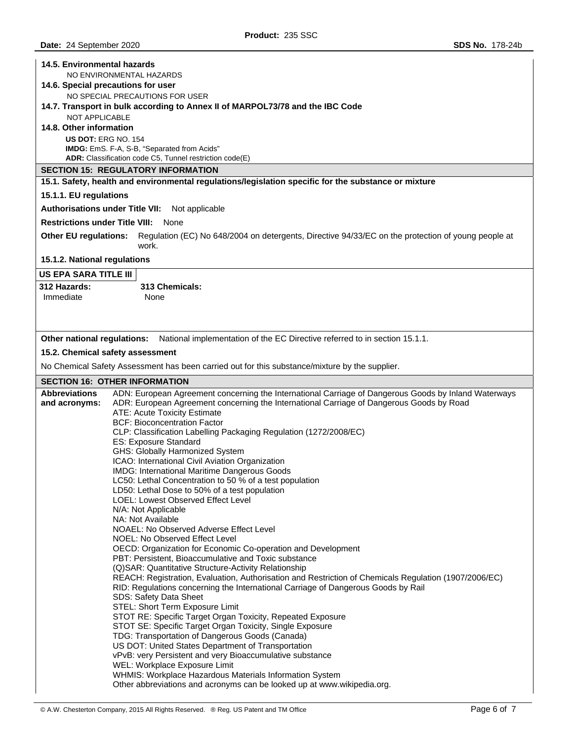**14.5. Environmental hazards**

NO ENVIRONMENTAL HAZARDS

**14.6. Special precautions for user**

NO SPECIAL PRECAUTIONS FOR USER

**14.7. Transport in bulk according to Annex II of MARPOL73/78 and the IBC Code**

NOT APPLICABLE

**14.8. Other information**

**US DOT:** ERG NO. 154
**IMDG:** EmS. F-A, S-B, "Separated from Acids"
**ADR:** Classification code C5, Tunnel restriction code(E)

## SECTION 15: REGULATORY INFORMATION

**15.1. Safety, health and environmental regulations/legislation specific for the substance or mixture**

**15.1.1. EU regulations**

**Authorisations under Title VII:** Not applicable

**Restrictions under Title VIII:** None

**Other EU regulations:** Regulation (EC) No 648/2004 on detergents, Directive 94/33/EC on the protection of young people at work.

**15.1.2. National regulations**

**US EPA SARA TITLE III**

| 312 Hazards: | 313 Chemicals: |
|---|---|
| Immediate | None |

**Other national regulations:** National implementation of the EC Directive referred to in section 15.1.1.

**15.2. Chemical safety assessment**

No Chemical Safety Assessment has been carried out for this substance/mixture by the supplier.

## SECTION 16: OTHER INFORMATION

**Abbreviations and acronyms:**

ADN: European Agreement concerning the International Carriage of Dangerous Goods by Inland Waterways
ADR: European Agreement concerning the International Carriage of Dangerous Goods by Road
ATE: Acute Toxicity Estimate
BCF: Bioconcentration Factor
CLP: Classification Labelling Packaging Regulation (1272/2008/EC)
ES: Exposure Standard
GHS: Globally Harmonized System
ICAO: International Civil Aviation Organization
IMDG: International Maritime Dangerous Goods
LC50: Lethal Concentration to 50 % of a test population
LD50: Lethal Dose to 50% of a test population
LOEL: Lowest Observed Effect Level
N/A: Not Applicable
NA: Not Available
NOAEL: No Observed Adverse Effect Level
NOEL: No Observed Effect Level
OECD: Organization for Economic Co-operation and Development
PBT: Persistent, Bioaccumulative and Toxic substance
(Q)SAR: Quantitative Structure-Activity Relationship
REACH: Registration, Evaluation, Authorisation and Restriction of Chemicals Regulation (1907/2006/EC)
RID: Regulations concerning the International Carriage of Dangerous Goods by Rail
SDS: Safety Data Sheet
STEL: Short Term Exposure Limit
STOT RE: Specific Target Organ Toxicity, Repeated Exposure
STOT SE: Specific Target Organ Toxicity, Single Exposure
TDG: Transportation of Dangerous Goods (Canada)
US DOT: United States Department of Transportation
vPvB: very Persistent and very Bioaccumulative substance
WEL: Workplace Exposure Limit
WHMIS: Workplace Hazardous Materials Information System
Other abbreviations and acronyms can be looked up at www.wikipedia.org.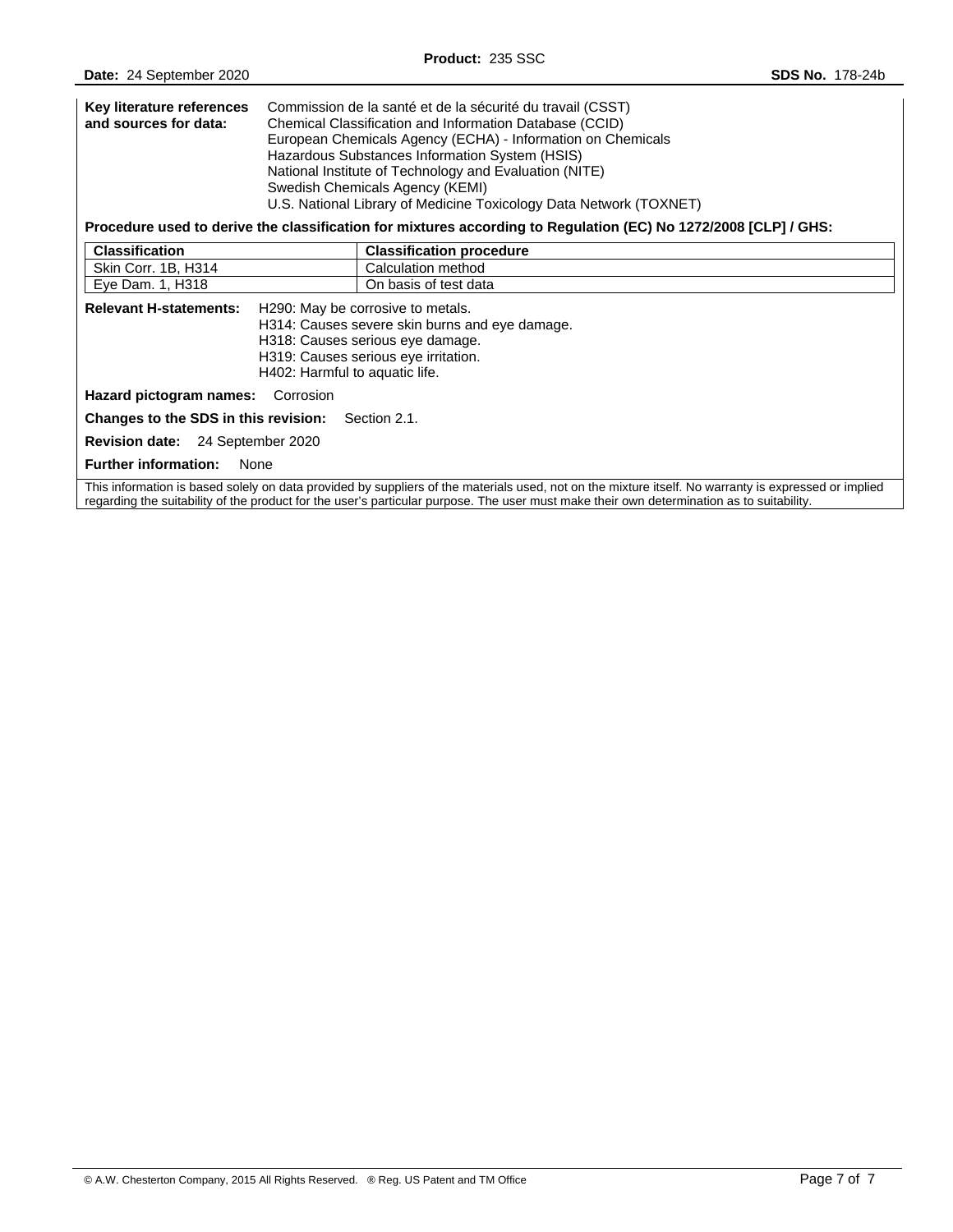**Key literature references and sources for data:** Commission de la santé et de la sécurité du travail (CSST)
Chemical Classification and Information Database (CCID)
European Chemicals Agency (ECHA) - Information on Chemicals
Hazardous Substances Information System (HSIS)
National Institute of Technology and Evaluation (NITE)
Swedish Chemicals Agency (KEMI)
U.S. National Library of Medicine Toxicology Data Network (TOXNET)

**Procedure used to derive the classification for mixtures according to Regulation (EC) No 1272/2008 [CLP] / GHS:**

| Classification | Classification procedure |
|---|---|
| Skin Corr. 1B, H314 | Calculation method |
| Eye Dam. 1, H318 | On basis of test data |

**Relevant H-statements:** H290: May be corrosive to metals.
H314: Causes severe skin burns and eye damage.
H318: Causes serious eye damage.
H319: Causes serious eye irritation.
H402: Harmful to aquatic life.

**Hazard pictogram names:** Corrosion

**Changes to the SDS in this revision:** Section 2.1.

**Revision date:** 24 September 2020

**Further information:** None

This information is based solely on data provided by suppliers of the materials used, not on the mixture itself. No warranty is expressed or implied regarding the suitability of the product for the user's particular purpose. The user must make their own determination as to suitability.